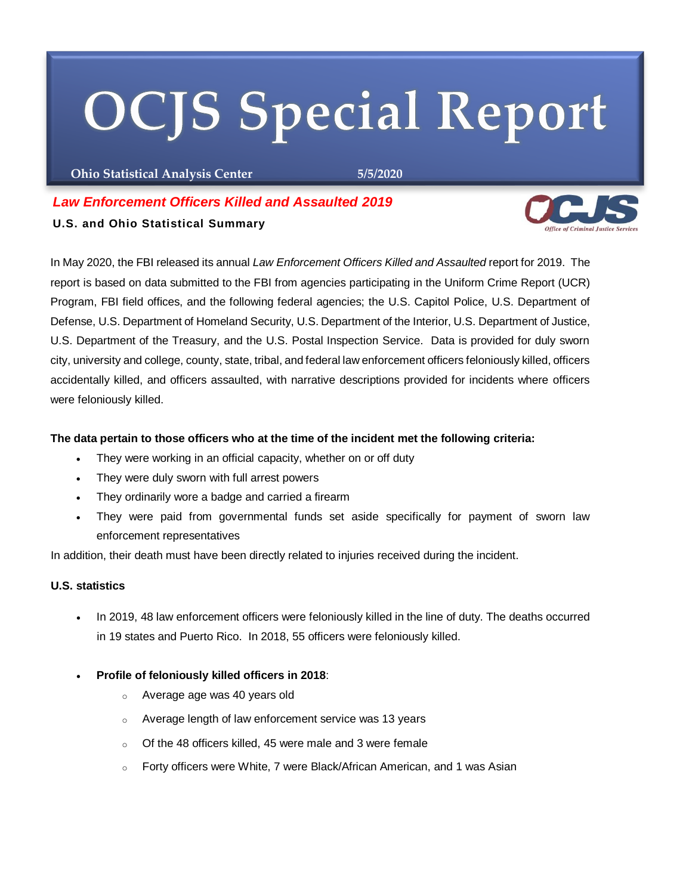# OCJS Special Report

**Ohio Statistical Analysis Center** **5/5/2020**

## *Law Enforcement Officers Killed and Assaulted 2019*

**U.S. and Ohio Statistical Summary**

In May 2020, the FBI released its annual *Law Enforcement Officers Killed and Assaulted* report for 2019. The report is based on data submitted to the FBI from agencies participating in the Uniform Crime Report (UCR) Program, FBI field offices, and the following federal agencies; the U.S. Capitol Police, U.S. Department of Defense, U.S. Department of Homeland Security, U.S. Department of the Interior, U.S. Department of Justice, U.S. Department of the Treasury, and the U.S. Postal Inspection Service. Data is provided for duly sworn city, university and college, county, state, tribal, and federal law enforcement officers feloniously killed, officers accidentally killed, and officers assaulted, with narrative descriptions provided for incidents where officers were feloniously killed.

**The data pertain to those officers who at the time of the incident met the following criteria:**

- They were working in an official capacity, whether on or off duty
- They were duly sworn with full arrest powers
- They ordinarily wore a badge and carried a firearm
- They were paid from governmental funds set aside specifically for payment of sworn law enforcement representatives

In addition, their death must have been directly related to injuries received during the incident.

**U.S. statistics**

- In 2019, 48 law enforcement officers were feloniously killed in the line of duty. The deaths occurred in 19 states and Puerto Rico. In 2018, 55 officers were feloniously killed.
- **Profile of feloniously killed officers in 2018**:
  - Average age was 40 years old
  - Average length of law enforcement service was 13 years
  - Of the 48 officers killed, 45 were male and 3 were female
  - Forty officers were White, 7 were Black/African American, and 1 was Asian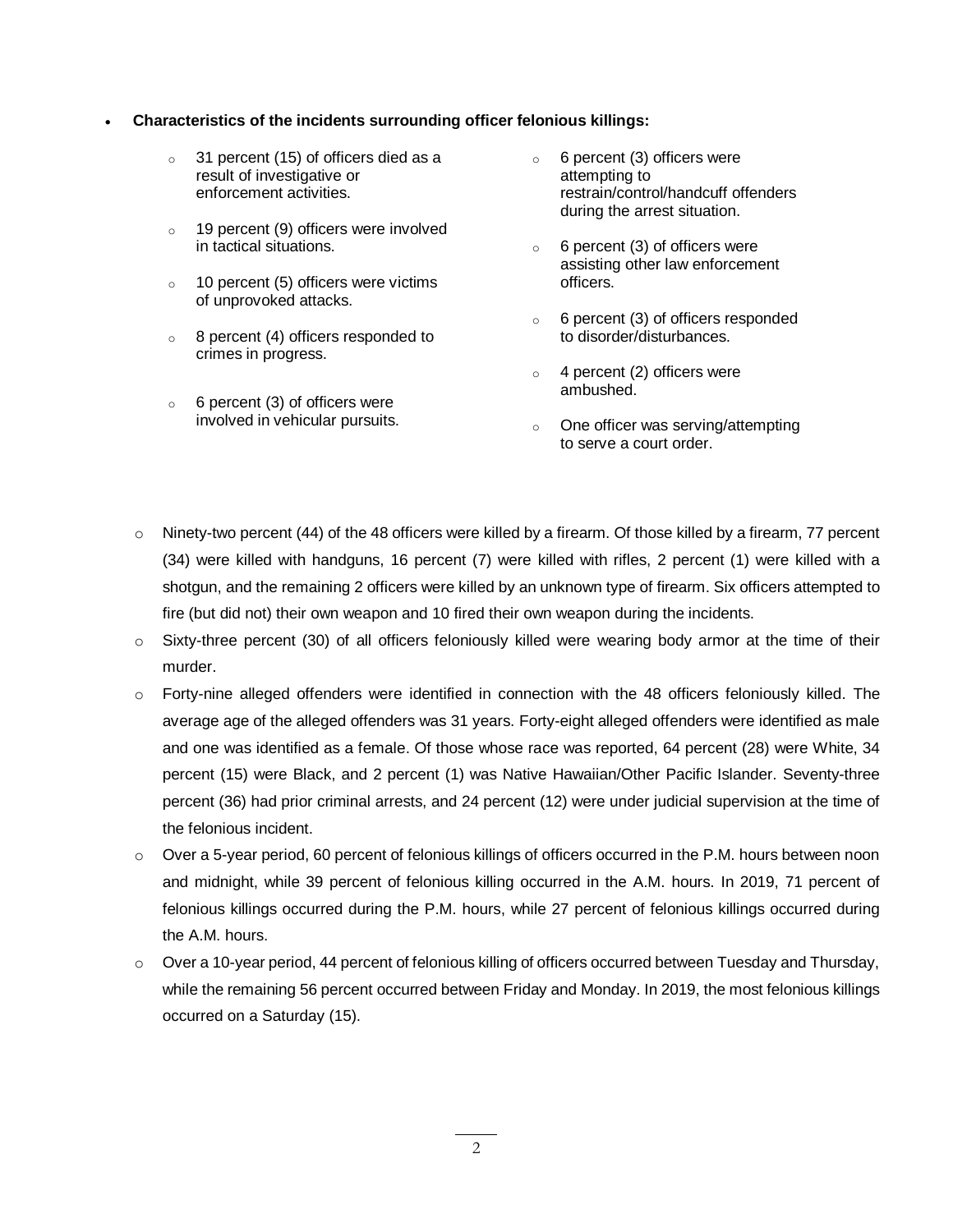- **Characteristics of the incidents surrounding officer felonious killings:**
  - 31 percent (15) of officers died as a result of investigative or enforcement activities.
  - 19 percent (9) officers were involved in tactical situations.
  - 10 percent (5) officers were victims of unprovoked attacks.
  - 8 percent (4) officers responded to crimes in progress.
  - 6 percent (3) of officers were involved in vehicular pursuits.
  - 6 percent (3) officers were attempting to restrain/control/handcuff offenders during the arrest situation.
  - 6 percent (3) of officers were assisting other law enforcement officers.
  - 6 percent (3) of officers responded to disorder/disturbances.
  - 4 percent (2) officers were ambushed.
  - One officer was serving/attempting to serve a court order.

  - Ninety-two percent (44) of the 48 officers were killed by a firearm. Of those killed by a firearm, 77 percent (34) were killed with handguns, 16 percent (7) were killed with rifles, 2 percent (1) were killed with a shotgun, and the remaining 2 officers were killed by an unknown type of firearm. Six officers attempted to fire (but did not) their own weapon and 10 fired their own weapon during the incidents.
  - Sixty-three percent (30) of all officers feloniously killed were wearing body armor at the time of their murder.
  - Forty-nine alleged offenders were identified in connection with the 48 officers feloniously killed. The average age of the alleged offenders was 31 years. Forty-eight alleged offenders were identified as male and one was identified as a female. Of those whose race was reported, 64 percent (28) were White, 34 percent (15) were Black, and 2 percent (1) was Native Hawaiian/Other Pacific Islander. Seventy-three percent (36) had prior criminal arrests, and 24 percent (12) were under judicial supervision at the time of the felonious incident.
  - Over a 5-year period, 60 percent of felonious killings of officers occurred in the P.M. hours between noon and midnight, while 39 percent of felonious killing occurred in the A.M. hours. In 2019, 71 percent of felonious killings occurred during the P.M. hours, while 27 percent of felonious killings occurred during the A.M. hours.
  - Over a 10-year period, 44 percent of felonious killing of officers occurred between Tuesday and Thursday, while the remaining 56 percent occurred between Friday and Monday. In 2019, the most felonious killings occurred on a Saturday (15).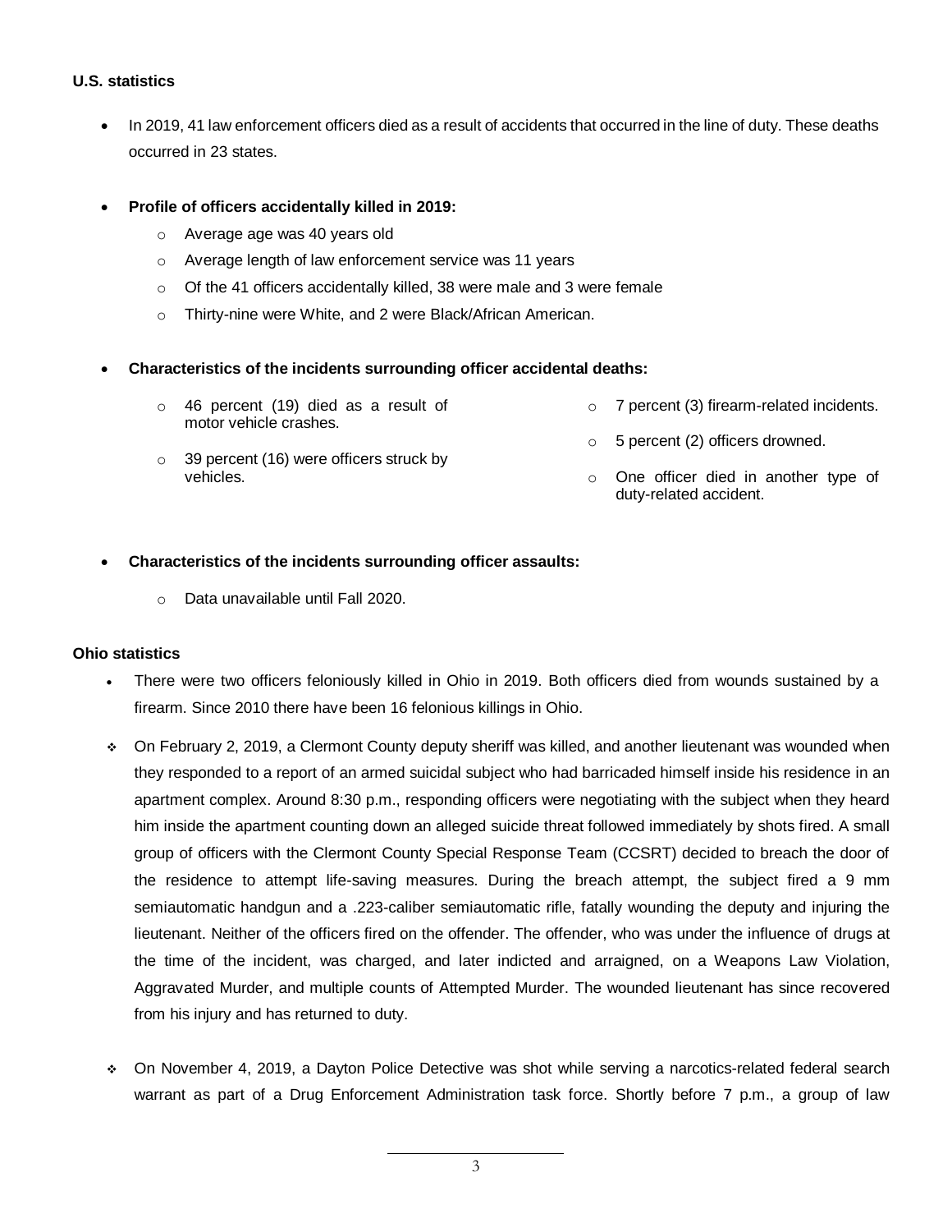**U.S. statistics**

- In 2019, 41 law enforcement officers died as a result of accidents that occurred in the line of duty. These deaths occurred in 23 states.

- **Profile of officers accidentally killed in 2019:**
  - Average age was 40 years old
  - Average length of law enforcement service was 11 years
  - Of the 41 officers accidentally killed, 38 were male and 3 were female
  - Thirty-nine were White, and 2 were Black/African American.

- **Characteristics of the incidents surrounding officer accidental deaths:**
  - 46 percent (19) died as a result of motor vehicle crashes.
  - 39 percent (16) were officers struck by vehicles.
  - 7 percent (3) firearm-related incidents.
  - 5 percent (2) officers drowned.
  - One officer died in another type of duty-related accident.

- **Characteristics of the incidents surrounding officer assaults:**
  - Data unavailable until Fall 2020.

**Ohio statistics**

- There were two officers feloniously killed in Ohio in 2019. Both officers died from wounds sustained by a firearm. Since 2010 there have been 16 felonious killings in Ohio.

- On February 2, 2019, a Clermont County deputy sheriff was killed, and another lieutenant was wounded when they responded to a report of an armed suicidal subject who had barricaded himself inside his residence in an apartment complex. Around 8:30 p.m., responding officers were negotiating with the subject when they heard him inside the apartment counting down an alleged suicide threat followed immediately by shots fired. A small group of officers with the Clermont County Special Response Team (CCSRT) decided to breach the door of the residence to attempt life-saving measures. During the breach attempt, the subject fired a 9 mm semiautomatic handgun and a .223-caliber semiautomatic rifle, fatally wounding the deputy and injuring the lieutenant. Neither of the officers fired on the offender. The offender, who was under the influence of drugs at the time of the incident, was charged, and later indicted and arraigned, on a Weapons Law Violation, Aggravated Murder, and multiple counts of Attempted Murder. The wounded lieutenant has since recovered from his injury and has returned to duty.

- On November 4, 2019, a Dayton Police Detective was shot while serving a narcotics-related federal search warrant as part of a Drug Enforcement Administration task force. Shortly before 7 p.m., a group of law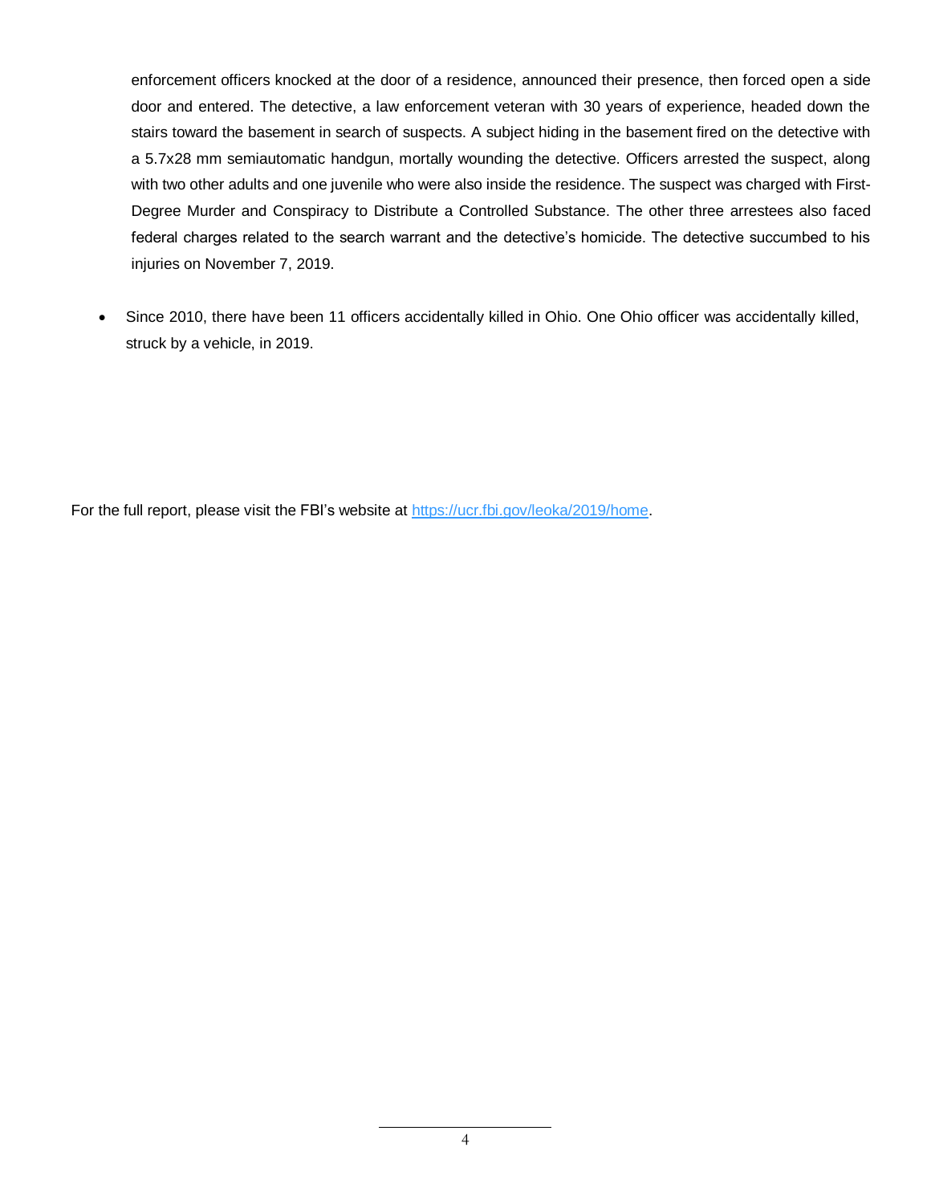enforcement officers knocked at the door of a residence, announced their presence, then forced open a side door and entered. The detective, a law enforcement veteran with 30 years of experience, headed down the stairs toward the basement in search of suspects. A subject hiding in the basement fired on the detective with a 5.7x28 mm semiautomatic handgun, mortally wounding the detective. Officers arrested the suspect, along with two other adults and one juvenile who were also inside the residence. The suspect was charged with First-Degree Murder and Conspiracy to Distribute a Controlled Substance. The other three arrestees also faced federal charges related to the search warrant and the detective's homicide. The detective succumbed to his injuries on November 7, 2019.

- Since 2010, there have been 11 officers accidentally killed in Ohio. One Ohio officer was accidentally killed, struck by a vehicle, in 2019.

For the full report, please visit the FBI's website at [https://ucr.fbi.gov/leoka/2019/home](https://ucr.fbi.gov/leoka/2019/home).